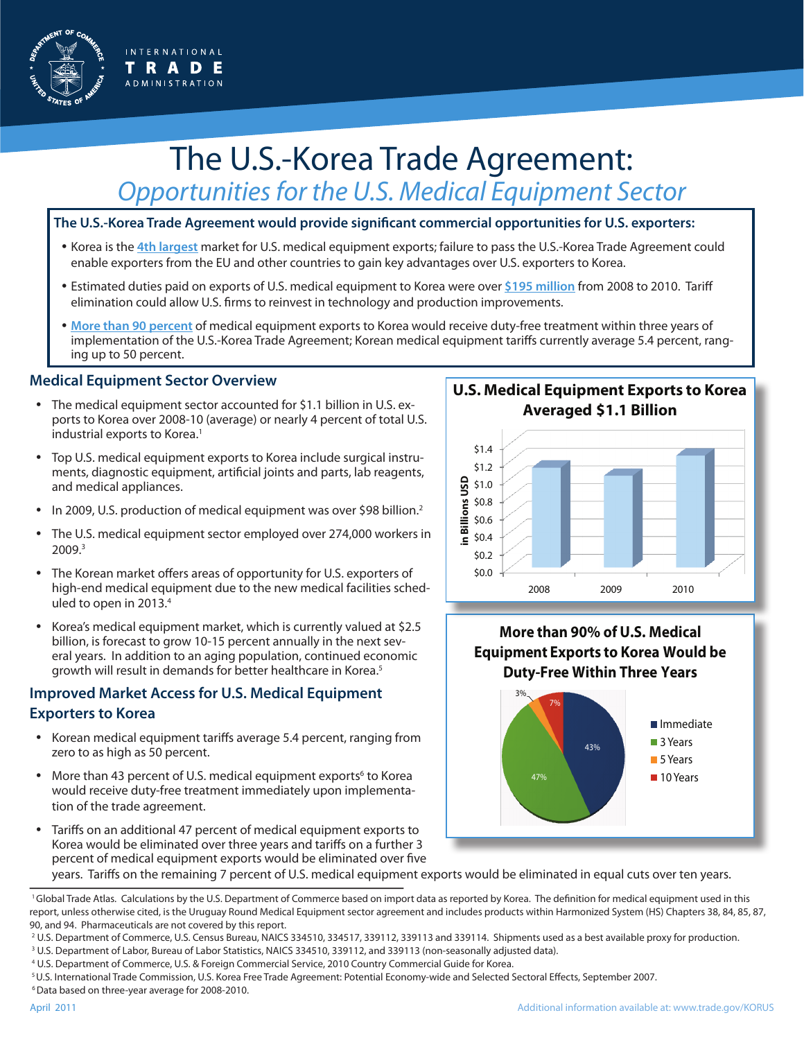INTERNATIONAL TRADE ADMINISTRATION

# The U.S.-Korea Trade Agreement:

## *Opportunities for the U.S. Medical Equipment Sector*

**The U.S.-Korea Trade Agreement would provide significant commercial opportunities for U.S. exporters:**

- Korea is the **4th largest** market for U.S. medical equipment exports; failure to pass the U.S.-Korea Trade Agreement could enable exporters from the EU and other countries to gain key advantages over U.S. exporters to Korea.
- Estimated duties paid on exports of U.S. medical equipment to Korea were over **$195 million** from 2008 to 2010. Tariff elimination could allow U.S. firms to reinvest in technology and production improvements.
- **More than 90 percent** of medical equipment exports to Korea would receive duty-free treatment within three years of implementation of the U.S.-Korea Trade Agreement; Korean medical equipment tariffs currently average 5.4 percent, ranging up to 50 percent.

### Medical Equipment Sector Overview

- The medical equipment sector accounted for $1.1 billion in U.S. exports to Korea over 2008-10 (average) or nearly 4 percent of total U.S. industrial exports to Korea.[1]
- Top U.S. medical equipment exports to Korea include surgical instruments, diagnostic equipment, artificial joints and parts, lab reagents, and medical appliances.
- In 2009, U.S. production of medical equipment was over $98 billion.[2]
- The U.S. medical equipment sector employed over 274,000 workers in 2009.[3]
- The Korean market offers areas of opportunity for U.S. exporters of high-end medical equipment due to the new medical facilities scheduled to open in 2013.[4]
- Korea's medical equipment market, which is currently valued at $2.5 billion, is forecast to grow 10-15 percent annually in the next several years. In addition to an aging population, continued economic growth will result in demands for better healthcare in Korea.[5]

### Improved Market Access for U.S. Medical Equipment Exporters to Korea

- Korean medical equipment tariffs average 5.4 percent, ranging from zero to as high as 50 percent.
- More than 43 percent of U.S. medical equipment exports[6] to Korea would receive duty-free treatment immediately upon implementation of the trade agreement.
- Tariffs on an additional 47 percent of medical equipment exports to Korea would be eliminated over three years and tariffs on a further 3 percent of medical equipment exports would be eliminated over five years. Tariffs on the remaining 7 percent of U.S. medical equipment exports would be eliminated in equal cuts over ten years.

**U.S. Medical Equipment Exports to Korea Averaged $1.1 Billion**

(in Billions USD)

| Year | Exports |
|---|---|
| 2008 | ~$1.15 |
| 2009 | ~$1.07 |
| 2010 | ~$1.25 |

**More than 90% of U.S. Medical Equipment Exports to Korea Would be Duty-Free Within Three Years**

| Staging | Share |
|---|---|
| Immediate | 43% |
| 3 Years | 47% |
| 5 Years | 3% |
| 10 Years | 7% |

---

[1] Global Trade Atlas. Calculations by the U.S. Department of Commerce based on import data as reported by Korea. The definition for medical equipment used in this report, unless otherwise cited, is the Uruguay Round Medical Equipment sector agreement and includes products within Harmonized System (HS) Chapters 38, 84, 85, 87, 90, and 94. Pharmaceuticals are not covered by this report.

[2] U.S. Department of Commerce, U.S. Census Bureau, NAICS 334510, 334517, 339112, 339113 and 339114. Shipments used as a best available proxy for production.

[3] U.S. Department of Labor, Bureau of Labor Statistics, NAICS 334510, 339112, and 339113 (non-seasonally adjusted data).

[4] U.S. Department of Commerce, U.S. & Foreign Commercial Service, 2010 Country Commercial Guide for Korea.

[5] U.S. International Trade Commission, U.S. Korea Free Trade Agreement: Potential Economy-wide and Selected Sectoral Effects, September 2007.

[6] Data based on three-year average for 2008-2010.

April 2011

Additional information available at: www.trade.gov/KORUS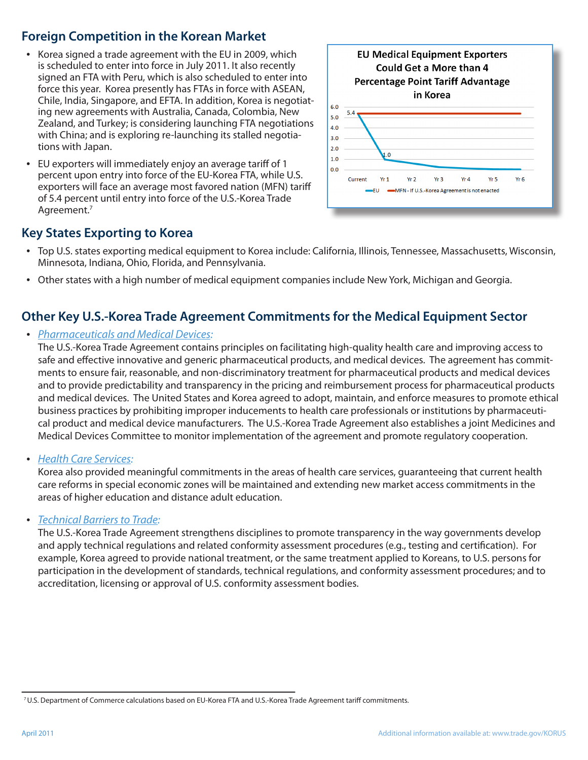## Foreign Competition in the Korean Market

- Korea signed a trade agreement with the EU in 2009, which is scheduled to enter into force in July 2011. It also recently signed an FTA with Peru, which is also scheduled to enter into force this year. Korea presently has FTAs in force with ASEAN, Chile, India, Singapore, and EFTA. In addition, Korea is negotiating new agreements with Australia, Canada, Colombia, New Zealand, and Turkey; is considering launching FTA negotiations with China; and is exploring re-launching its stalled negotiations with Japan.
- EU exporters will immediately enjoy an average tariff of 1 percent upon entry into force of the EU-Korea FTA, while U.S. exporters will face an average most favored nation (MFN) tariff of 5.4 percent until entry into force of the U.S.-Korea Trade Agreement.[7]

**EU Medical Equipment Exporters Could Get a More than 4 Percentage Point Tariff Advantage in Korea**

6.0
5.0
4.0
3.0
2.0
1.0
0.0

5.4
1.0

Current Yr 1 Yr 2 Yr 3 Yr 4 Yr 5 Yr 6

EU
MFN - If U.S.-Korea Agreement is not enacted

## Key States Exporting to Korea

- Top U.S. states exporting medical equipment to Korea include: California, Illinois, Tennessee, Massachusetts, Wisconsin, Minnesota, Indiana, Ohio, Florida, and Pennsylvania.
- Other states with a high number of medical equipment companies include New York, Michigan and Georgia.

## Other Key U.S.-Korea Trade Agreement Commitments for the Medical Equipment Sector

- *Pharmaceuticals and Medical Devices:*
  The U.S.-Korea Trade Agreement contains principles on facilitating high-quality health care and improving access to safe and effective innovative and generic pharmaceutical products, and medical devices. The agreement has commitments to ensure fair, reasonable, and non-discriminatory treatment for pharmaceutical products and medical devices and to provide predictability and transparency in the pricing and reimbursement process for pharmaceutical products and medical devices. The United States and Korea agreed to adopt, maintain, and enforce measures to promote ethical business practices by prohibiting improper inducements to health care professionals or institutions by pharmaceutical product and medical device manufacturers. The U.S.-Korea Trade Agreement also establishes a joint Medicines and Medical Devices Committee to monitor implementation of the agreement and promote regulatory cooperation.

- *Health Care Services:*
  Korea also provided meaningful commitments in the areas of health care services, guaranteeing that current health care reforms in special economic zones will be maintained and extending new market access commitments in the areas of higher education and distance adult education.

- *Technical Barriers to Trade:*
  The U.S.-Korea Trade Agreement strengthens disciplines to promote transparency in the way governments develop and apply technical regulations and related conformity assessment procedures (e.g., testing and certification). For example, Korea agreed to provide national treatment, or the same treatment applied to Koreans, to U.S. persons for participation in the development of standards, technical regulations, and conformity assessment procedures; and to accreditation, licensing or approval of U.S. conformity assessment bodies.

---

[7] U.S. Department of Commerce calculations based on EU-Korea FTA and U.S.-Korea Trade Agreement tariff commitments.

April 2011 Additional information available at: www.trade.gov/KORUS